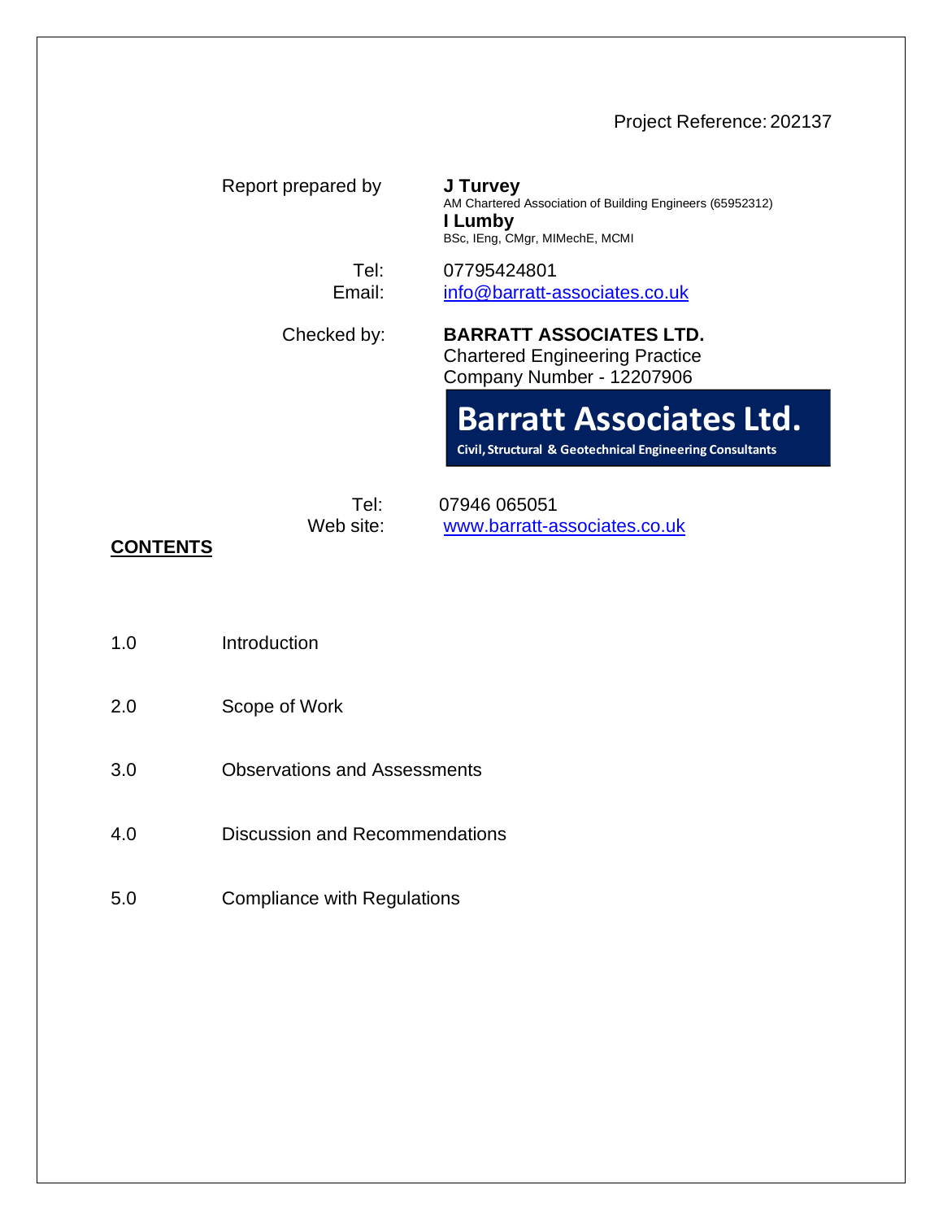Project Reference: 202137

Report prepared by

**J Turvey**
AM Chartered Association of Building Engineers (65952312)
**I Lumby**
BSc, IEng, CMgr, MIMechE, MCMI

Tel: 07795424801
Email: info@barratt-associates.co.uk

Checked by:

**BARRATT ASSOCIATES LTD.**
Chartered Engineering Practice
Company Number - 12207906

**Barratt Associates Ltd.**
**Civil, Structural & Geotechnical Engineering Consultants**

Tel: 07946 065051
Web site: www.barratt-associates.co.uk

## CONTENTS

| | |
|---|---|
| 1.0 | Introduction |
| 2.0 | Scope of Work |
| 3.0 | Observations and Assessments |
| 4.0 | Discussion and Recommendations |
| 5.0 | Compliance with Regulations |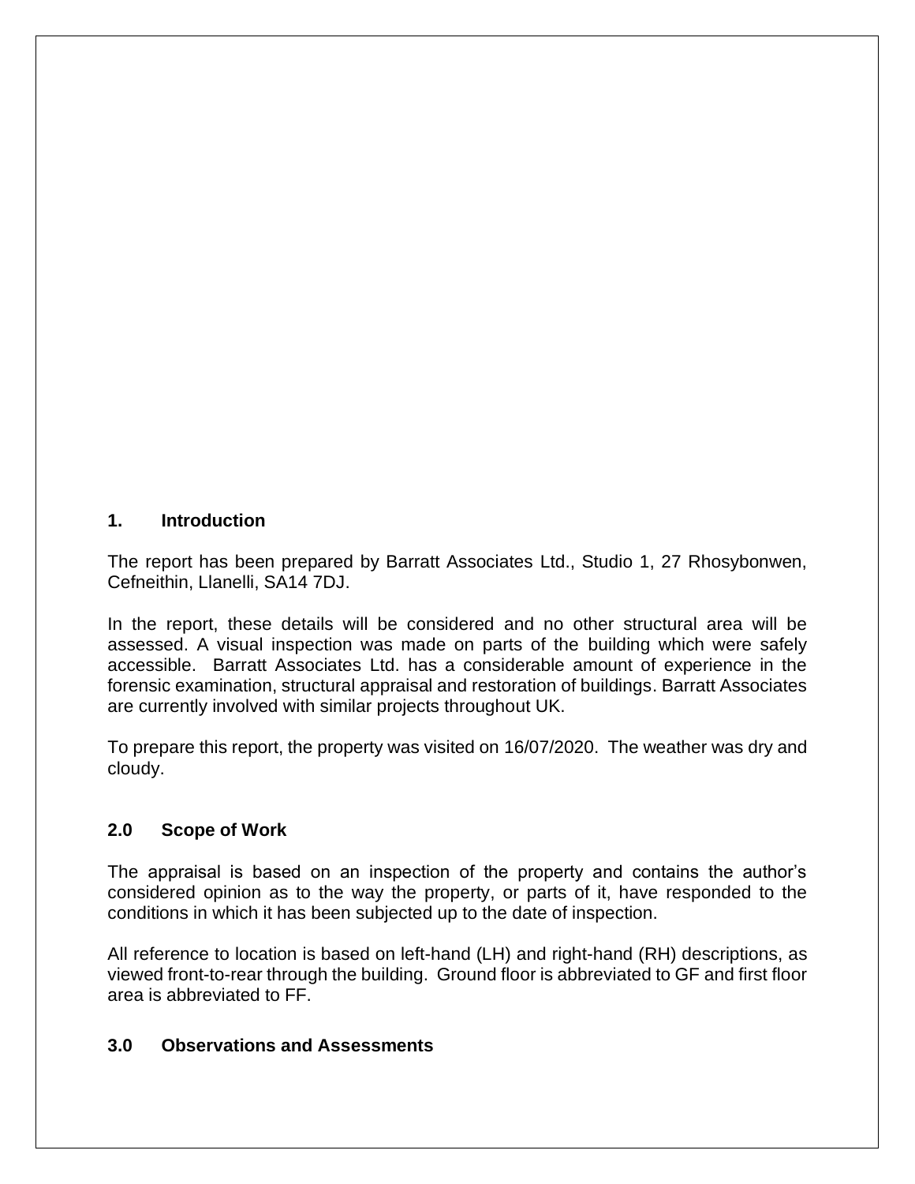## 1. Introduction

The report has been prepared by Barratt Associates Ltd., Studio 1, 27 Rhosybonwen, Cefneithin, Llanelli, SA14 7DJ.

In the report, these details will be considered and no other structural area will be assessed. A visual inspection was made on parts of the building which were safely accessible. Barratt Associates Ltd. has a considerable amount of experience in the forensic examination, structural appraisal and restoration of buildings. Barratt Associates are currently involved with similar projects throughout UK.

To prepare this report, the property was visited on 16/07/2020. The weather was dry and cloudy.

## 2.0 Scope of Work

The appraisal is based on an inspection of the property and contains the author's considered opinion as to the way the property, or parts of it, have responded to the conditions in which it has been subjected up to the date of inspection.

All reference to location is based on left-hand (LH) and right-hand (RH) descriptions, as viewed front-to-rear through the building. Ground floor is abbreviated to GF and first floor area is abbreviated to FF.

## 3.0 Observations and Assessments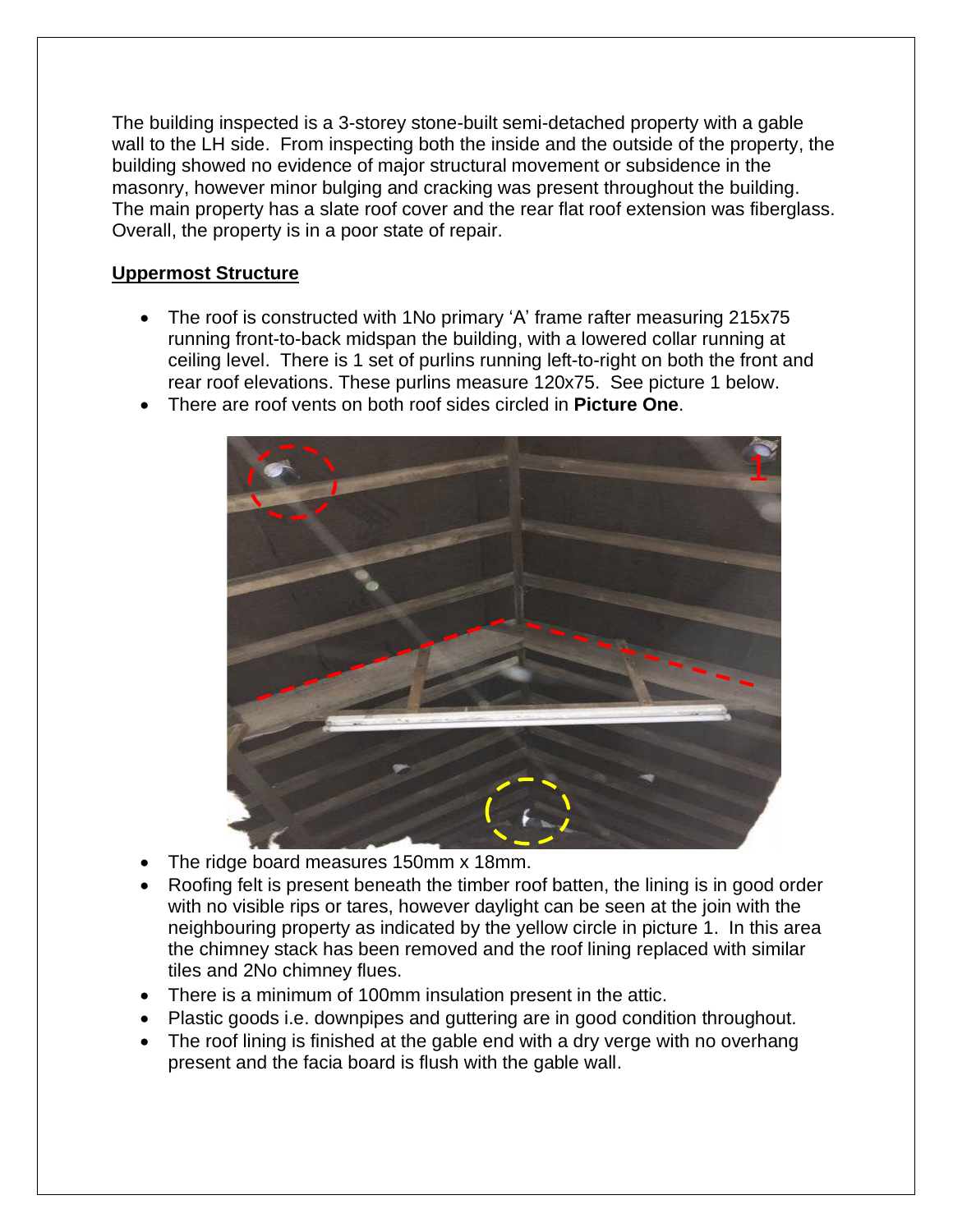The building inspected is a 3-storey stone-built semi-detached property with a gable wall to the LH side. From inspecting both the inside and the outside of the property, the building showed no evidence of major structural movement or subsidence in the masonry, however minor bulging and cracking was present throughout the building. The main property has a slate roof cover and the rear flat roof extension was fiberglass. Overall, the property is in a poor state of repair.

**Uppermost Structure**

- The roof is constructed with 1No primary 'A' frame rafter measuring 215x75 running front-to-back midspan the building, with a lowered collar running at ceiling level. There is 1 set of purlins running left-to-right on both the front and rear roof elevations. These purlins measure 120x75. See picture 1 below.
- There are roof vents on both roof sides circled in **Picture One**.

- The ridge board measures 150mm x 18mm.
- Roofing felt is present beneath the timber roof batten, the lining is in good order with no visible rips or tares, however daylight can be seen at the join with the neighbouring property as indicated by the yellow circle in picture 1. In this area the chimney stack has been removed and the roof lining replaced with similar tiles and 2No chimney flues.
- There is a minimum of 100mm insulation present in the attic.
- Plastic goods i.e. downpipes and guttering are in good condition throughout.
- The roof lining is finished at the gable end with a dry verge with no overhang present and the facia board is flush with the gable wall.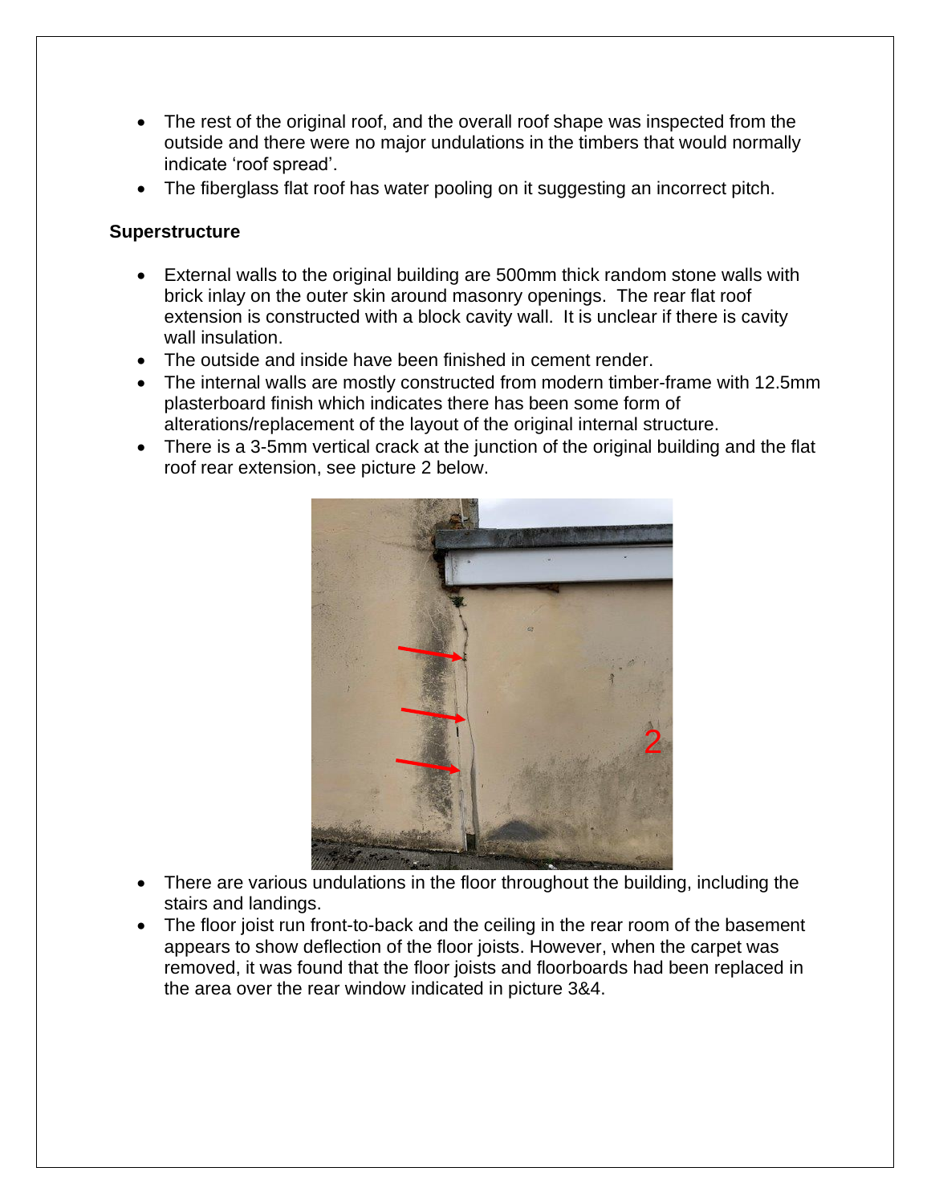- The rest of the original roof, and the overall roof shape was inspected from the outside and there were no major undulations in the timbers that would normally indicate 'roof spread'.
- The fiberglass flat roof has water pooling on it suggesting an incorrect pitch.

## Superstructure

- External walls to the original building are 500mm thick random stone walls with brick inlay on the outer skin around masonry openings. The rear flat roof extension is constructed with a block cavity wall. It is unclear if there is cavity wall insulation.
- The outside and inside have been finished in cement render.
- The internal walls are mostly constructed from modern timber-frame with 12.5mm plasterboard finish which indicates there has been some form of alterations/replacement of the layout of the original internal structure.
- There is a 3-5mm vertical crack at the junction of the original building and the flat roof rear extension, see picture 2 below.

- There are various undulations in the floor throughout the building, including the stairs and landings.
- The floor joist run front-to-back and the ceiling in the rear room of the basement appears to show deflection of the floor joists. However, when the carpet was removed, it was found that the floor joists and floorboards had been replaced in the area over the rear window indicated in picture 3&4.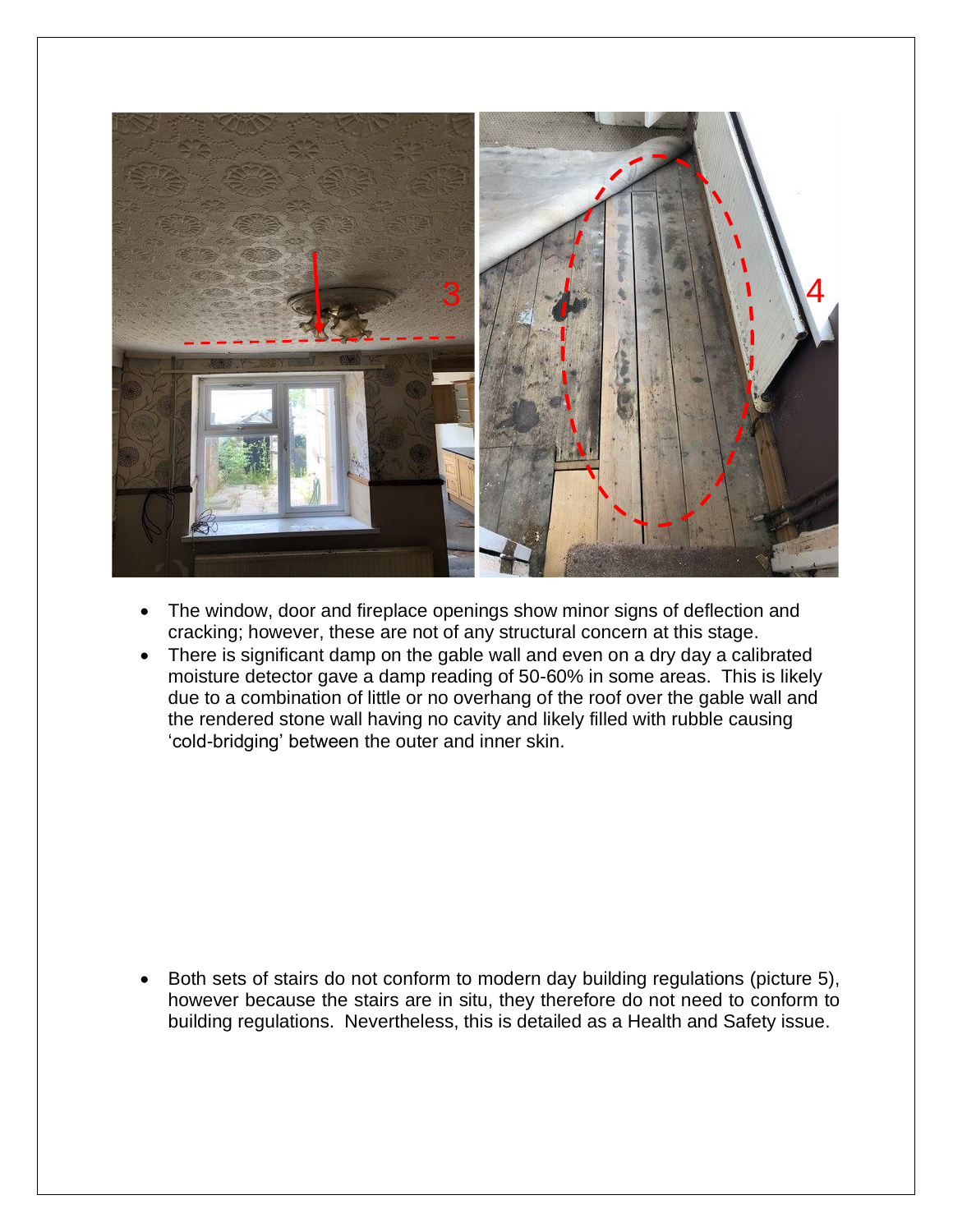- The window, door and fireplace openings show minor signs of deflection and cracking; however, these are not of any structural concern at this stage.
- There is significant damp on the gable wall and even on a dry day a calibrated moisture detector gave a damp reading of 50-60% in some areas. This is likely due to a combination of little or no overhang of the roof over the gable wall and the rendered stone wall having no cavity and likely filled with rubble causing 'cold-bridging' between the outer and inner skin.

- Both sets of stairs do not conform to modern day building regulations (picture 5), however because the stairs are in situ, they therefore do not need to conform to building regulations. Nevertheless, this is detailed as a Health and Safety issue.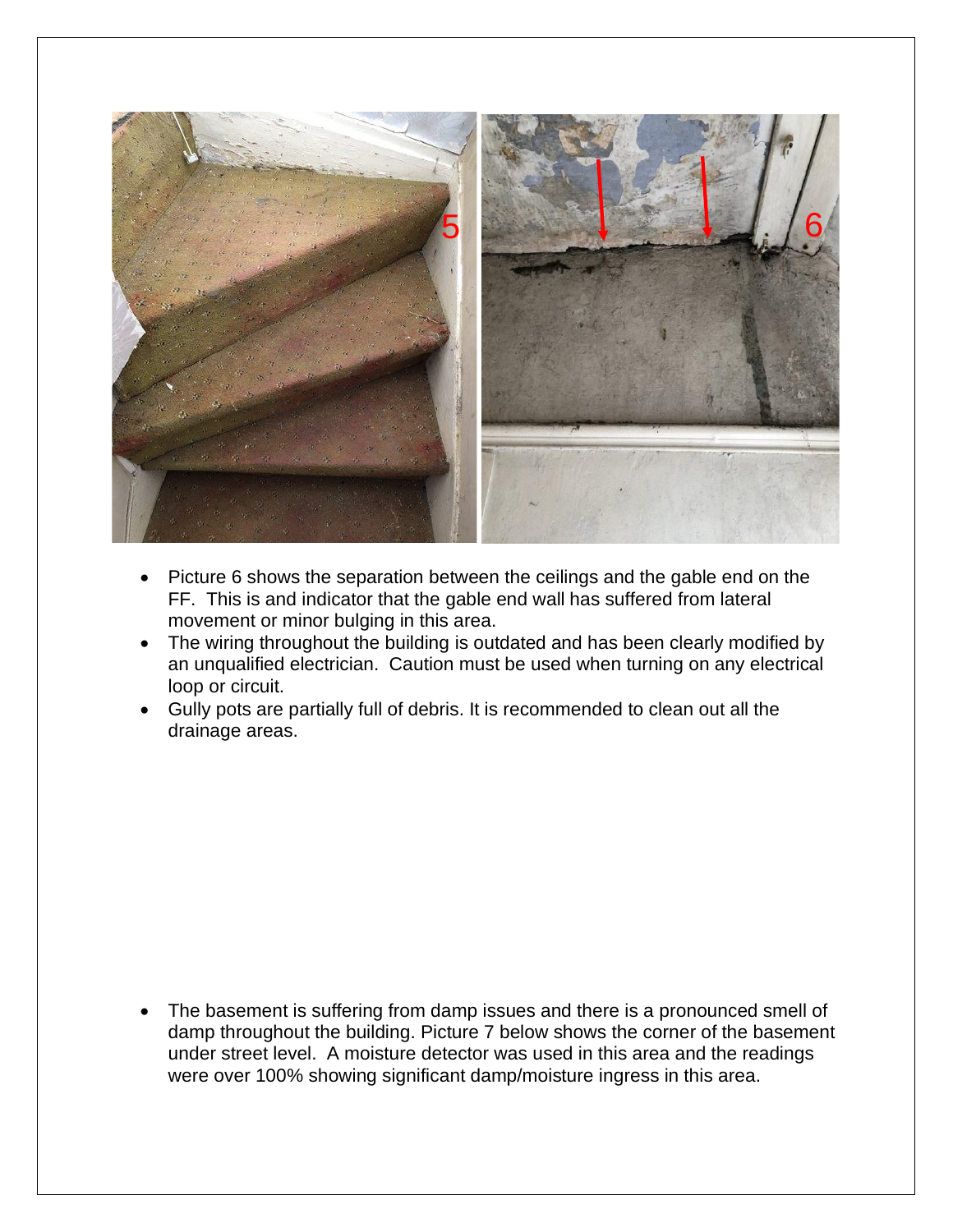- Picture 6 shows the separation between the ceilings and the gable end on the FF. This is and indicator that the gable end wall has suffered from lateral movement or minor bulging in this area.
- The wiring throughout the building is outdated and has been clearly modified by an unqualified electrician. Caution must be used when turning on any electrical loop or circuit.
- Gully pots are partially full of debris. It is recommended to clean out all the drainage areas.

- The basement is suffering from damp issues and there is a pronounced smell of damp throughout the building. Picture 7 below shows the corner of the basement under street level. A moisture detector was used in this area and the readings were over 100% showing significant damp/moisture ingress in this area.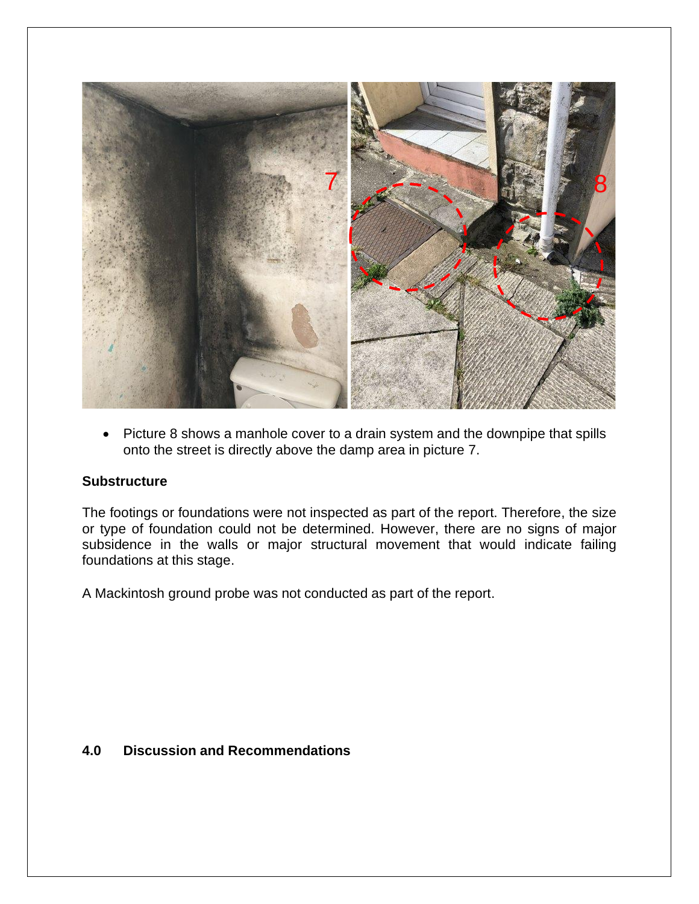- Picture 8 shows a manhole cover to a drain system and the downpipe that spills onto the street is directly above the damp area in picture 7.

**Substructure**

The footings or foundations were not inspected as part of the report. Therefore, the size or type of foundation could not be determined. However, there are no signs of major subsidence in the walls or major structural movement that would indicate failing foundations at this stage.

A Mackintosh ground probe was not conducted as part of the report.

## 4.0 Discussion and Recommendations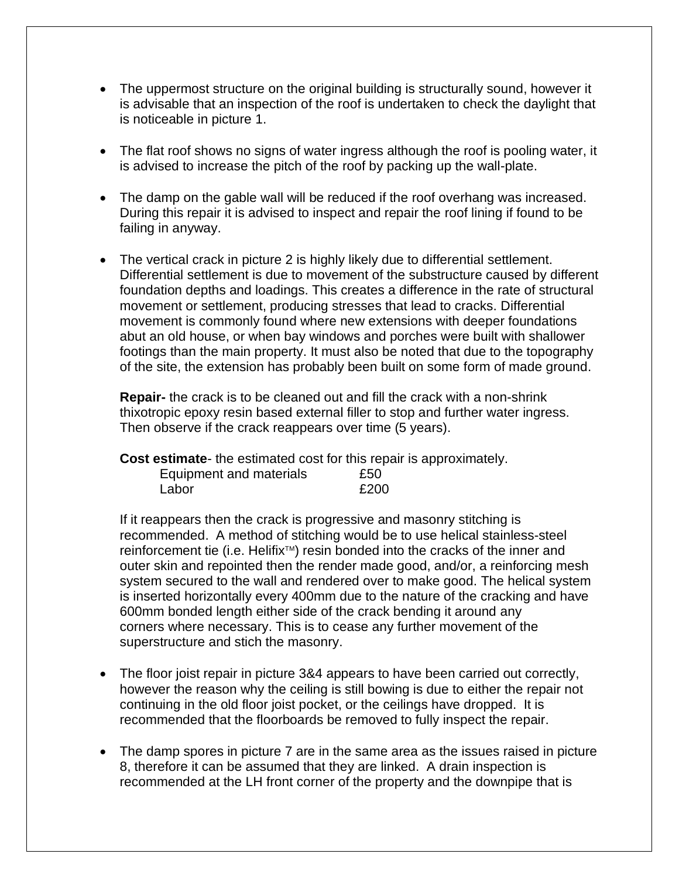- The uppermost structure on the original building is structurally sound, however it is advisable that an inspection of the roof is undertaken to check the daylight that is noticeable in picture 1.

- The flat roof shows no signs of water ingress although the roof is pooling water, it is advised to increase the pitch of the roof by packing up the wall-plate.

- The damp on the gable wall will be reduced if the roof overhang was increased. During this repair it is advised to inspect and repair the roof lining if found to be failing in anyway.

- The vertical crack in picture 2 is highly likely due to differential settlement. Differential settlement is due to movement of the substructure caused by different foundation depths and loadings. This creates a difference in the rate of structural movement or settlement, producing stresses that lead to cracks. Differential movement is commonly found where new extensions with deeper foundations abut an old house, or when bay windows and porches were built with shallower footings than the main property. It must also be noted that due to the topography of the site, the extension has probably been built on some form of made ground.

  **Repair-** the crack is to be cleaned out and fill the crack with a non-shrink thixotropic epoxy resin based external filler to stop and further water ingress. Then observe if the crack reappears over time (5 years).

  **Cost estimate**- the estimated cost for this repair is approximately.

  | | |
  |---|---|
  | Equipment and materials | £50 |
  | Labor | £200 |

  If it reappears then the crack is progressive and masonry stitching is recommended. A method of stitching would be to use helical stainless-steel reinforcement tie (i.e. Helifix™) resin bonded into the cracks of the inner and outer skin and repointed then the render made good, and/or, a reinforcing mesh system secured to the wall and rendered over to make good. The helical system is inserted horizontally every 400mm due to the nature of the cracking and have 600mm bonded length either side of the crack bending it around any corners where necessary. This is to cease any further movement of the superstructure and stich the masonry.

- The floor joist repair in picture 3&4 appears to have been carried out correctly, however the reason why the ceiling is still bowing is due to either the repair not continuing in the old floor joist pocket, or the ceilings have dropped. It is recommended that the floorboards be removed to fully inspect the repair.

- The damp spores in picture 7 are in the same area as the issues raised in picture 8, therefore it can be assumed that they are linked. A drain inspection is recommended at the LH front corner of the property and the downpipe that is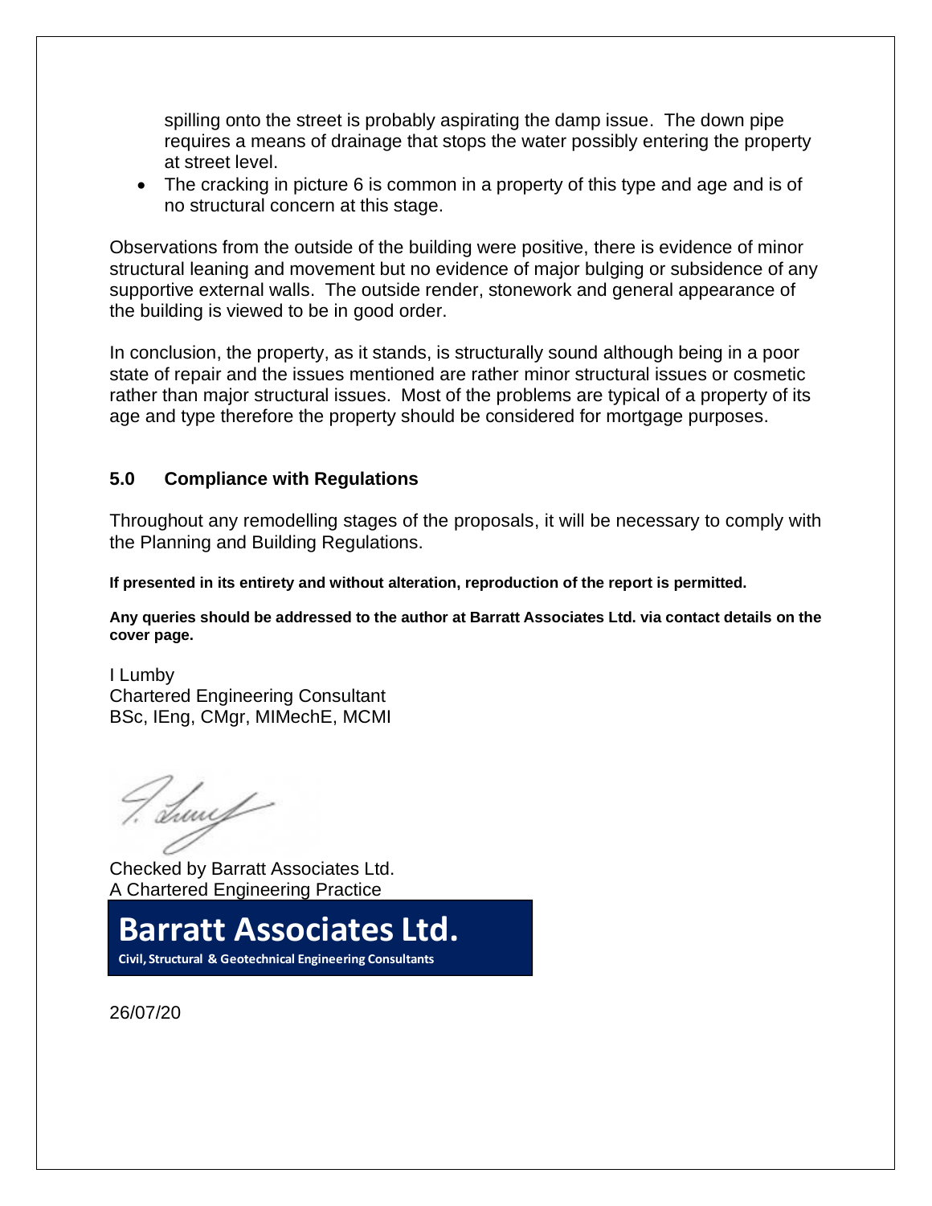spilling onto the street is probably aspirating the damp issue. The down pipe requires a means of drainage that stops the water possibly entering the property at street level.

- The cracking in picture 6 is common in a property of this type and age and is of no structural concern at this stage.

Observations from the outside of the building were positive, there is evidence of minor structural leaning and movement but no evidence of major bulging or subsidence of any supportive external walls. The outside render, stonework and general appearance of the building is viewed to be in good order.

In conclusion, the property, as it stands, is structurally sound although being in a poor state of repair and the issues mentioned are rather minor structural issues or cosmetic rather than major structural issues. Most of the problems are typical of a property of its age and type therefore the property should be considered for mortgage purposes.

## 5.0 Compliance with Regulations

Throughout any remodelling stages of the proposals, it will be necessary to comply with the Planning and Building Regulations.

**If presented in its entirety and without alteration, reproduction of the report is permitted.**

**Any queries should be addressed to the author at Barratt Associates Ltd. via contact details on the cover page.**

I Lumby
Chartered Engineering Consultant
BSc, IEng, CMgr, MIMechE, MCMI

Checked by Barratt Associates Ltd.
A Chartered Engineering Practice

**Barratt Associates Ltd.**
**Civil, Structural & Geotechnical Engineering Consultants**

26/07/20